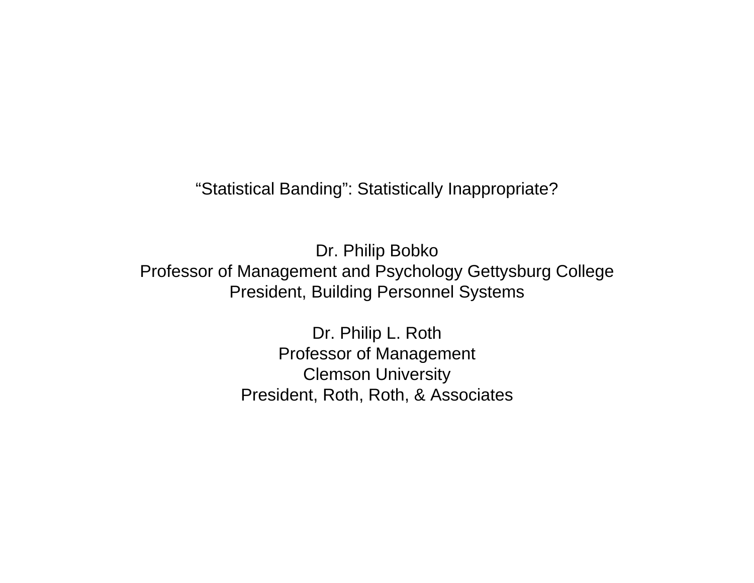# "Statistical Banding": Statistically Inappropriate?

Dr. Philip Bobko
Professor of Management and Psychology Gettysburg College
President, Building Personnel Systems

Dr. Philip L. Roth
Professor of Management
Clemson University
President, Roth, Roth, & Associates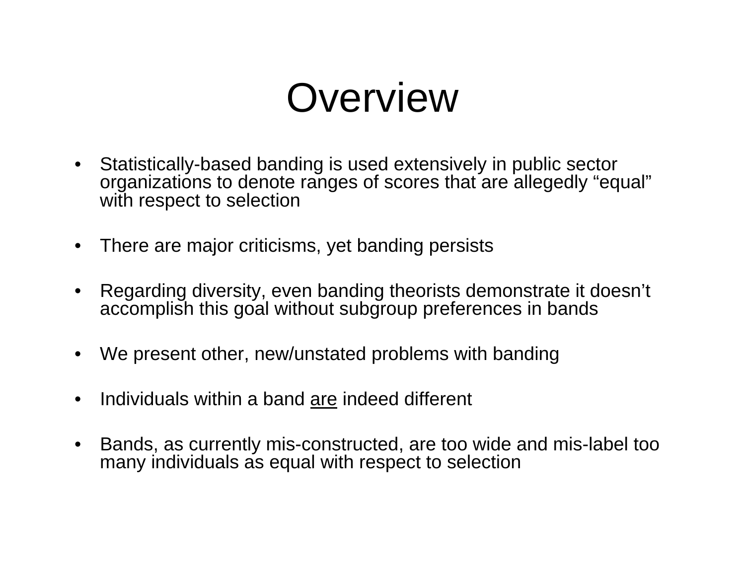# Overview

- Statistically-based banding is used extensively in public sector organizations to denote ranges of scores that are allegedly “equal” with respect to selection
- There are major criticisms, yet banding persists
- Regarding diversity, even banding theorists demonstrate it doesn’t accomplish this goal without subgroup preferences in bands
- We present other, new/unstated problems with banding
- Individuals within a band <u>are</u> indeed different
- Bands, as currently mis-constructed, are too wide and mis-label too many individuals as equal with respect to selection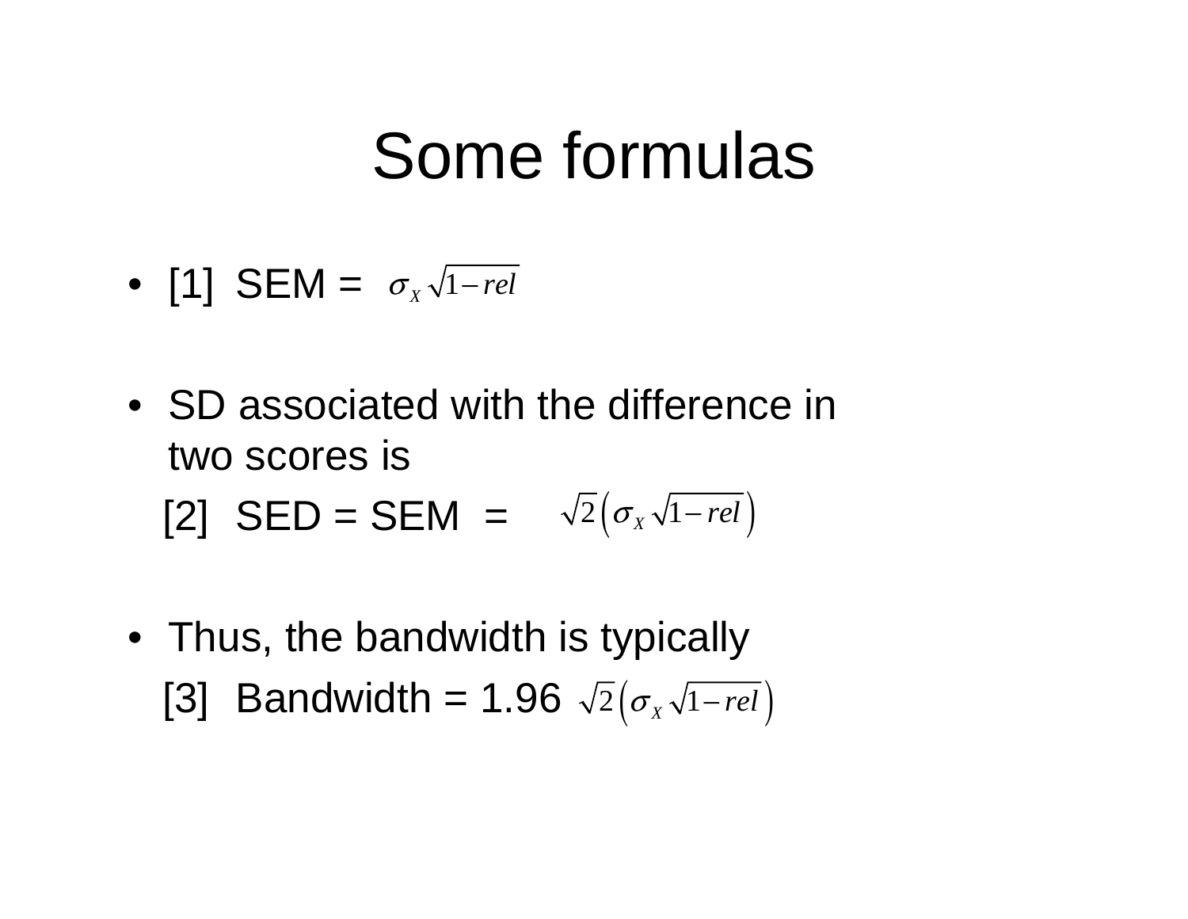# Some formulas

- [1] SEM = $\sigma_X \sqrt{1 - rel}$

- SD associated with the difference in two scores is

  [2] SED = SEM = $\sqrt{2}\left(\sigma_X \sqrt{1 - rel}\right)$

- Thus, the bandwidth is typically

  [3] Bandwidth = 1.96 $\sqrt{2}\left(\sigma_X \sqrt{1 - rel}\right)$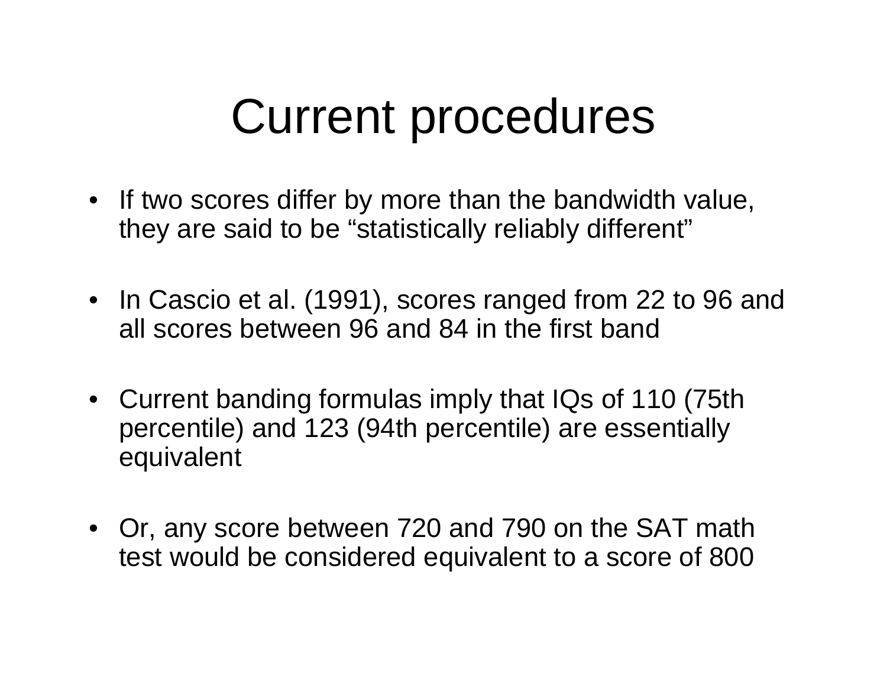# Current procedures

- If two scores differ by more than the bandwidth value, they are said to be "statistically reliably different"
- In Cascio et al. (1991), scores ranged from 22 to 96 and all scores between 96 and 84 in the first band
- Current banding formulas imply that IQs of 110 (75th percentile) and 123 (94th percentile) are essentially equivalent
- Or, any score between 720 and 790 on the SAT math test would be considered equivalent to a score of 800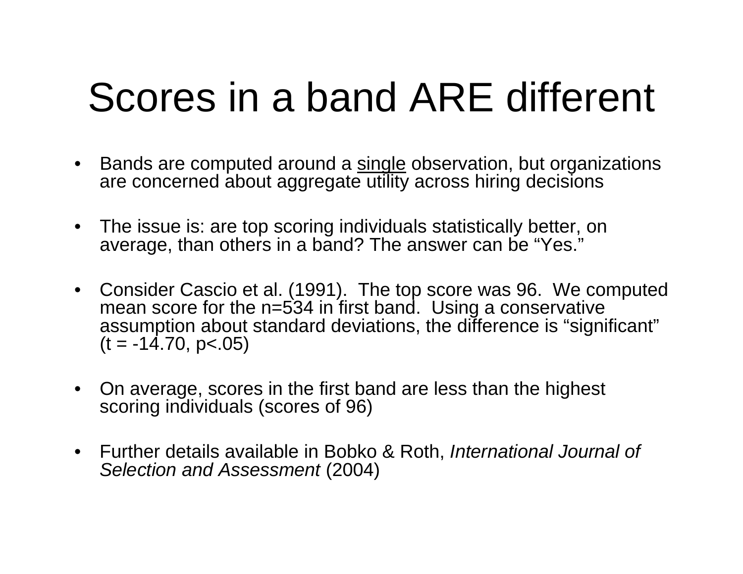# Scores in a band ARE different

- Bands are computed around a <u>single</u> observation, but organizations are concerned about aggregate utility across hiring decisions
- The issue is: are top scoring individuals statistically better, on average, than others in a band? The answer can be "Yes."
- Consider Cascio et al. (1991). The top score was 96. We computed mean score for the n=534 in first band. Using a conservative assumption about standard deviations, the difference is "significant" ($t = -14.70$, $p<.05$)
- On average, scores in the first band are less than the highest scoring individuals (scores of 96)
- Further details available in Bobko & Roth, *International Journal of Selection and Assessment* (2004)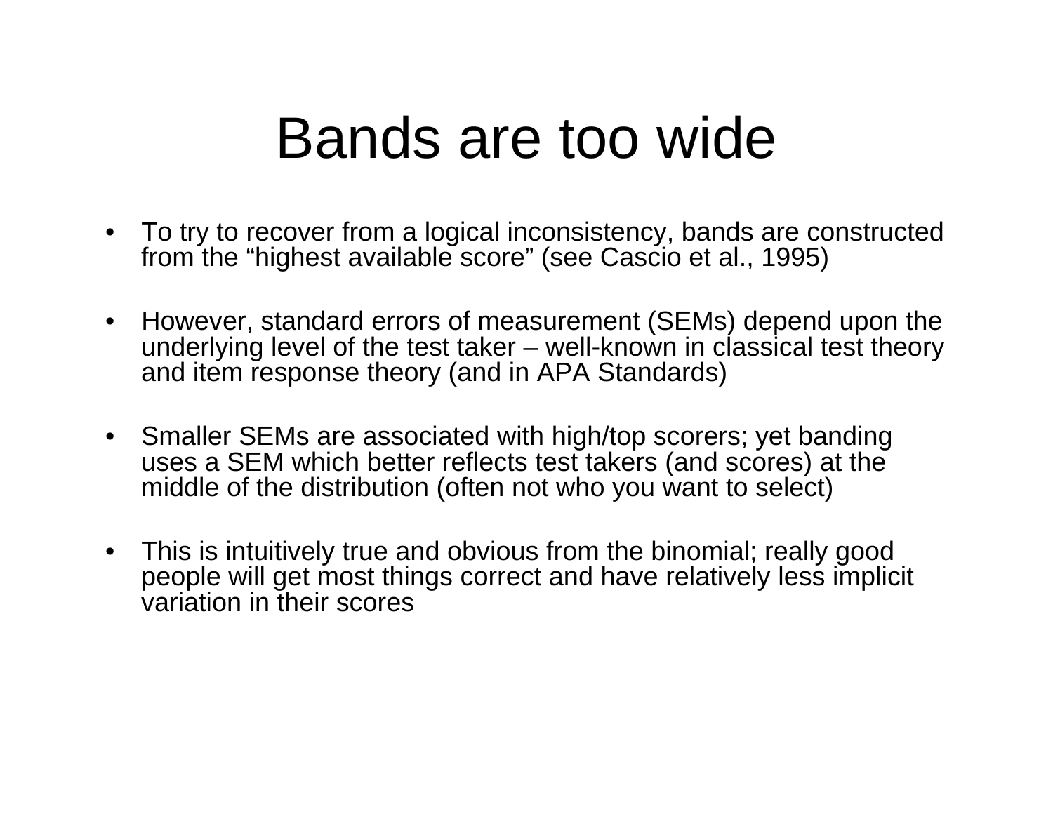# Bands are too wide

- To try to recover from a logical inconsistency, bands are constructed from the "highest available score" (see Cascio et al., 1995)

- However, standard errors of measurement (SEMs) depend upon the underlying level of the test taker – well-known in classical test theory and item response theory (and in APA Standards)

- Smaller SEMs are associated with high/top scorers; yet banding uses a SEM which better reflects test takers (and scores) at the middle of the distribution (often not who you want to select)

- This is intuitively true and obvious from the binomial; really good people will get most things correct and have relatively less implicit variation in their scores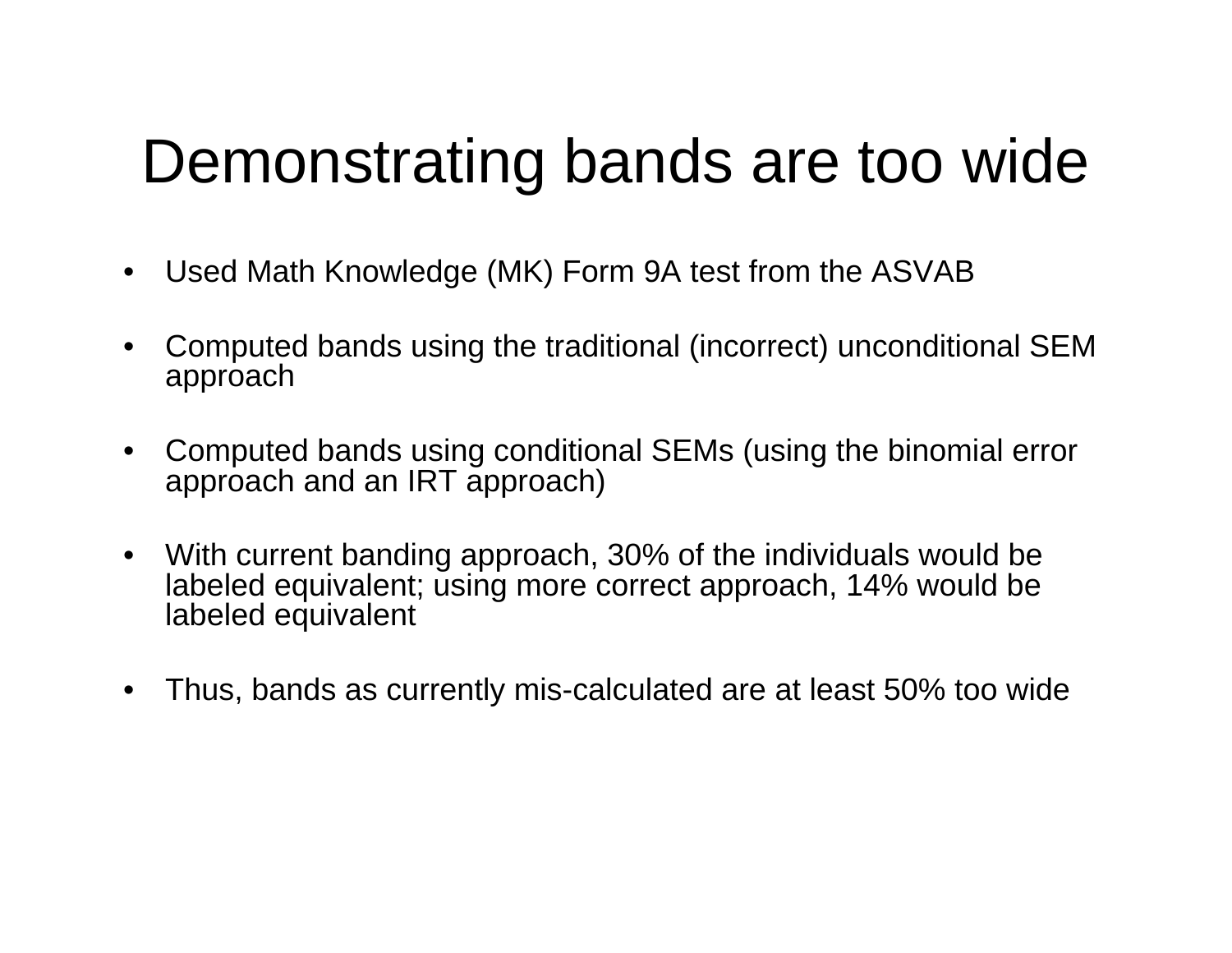# Demonstrating bands are too wide

- Used Math Knowledge (MK) Form 9A test from the ASVAB
- Computed bands using the traditional (incorrect) unconditional SEM approach
- Computed bands using conditional SEMs (using the binomial error approach and an IRT approach)
- With current banding approach, 30% of the individuals would be labeled equivalent; using more correct approach, 14% would be labeled equivalent
- Thus, bands as currently mis-calculated are at least 50% too wide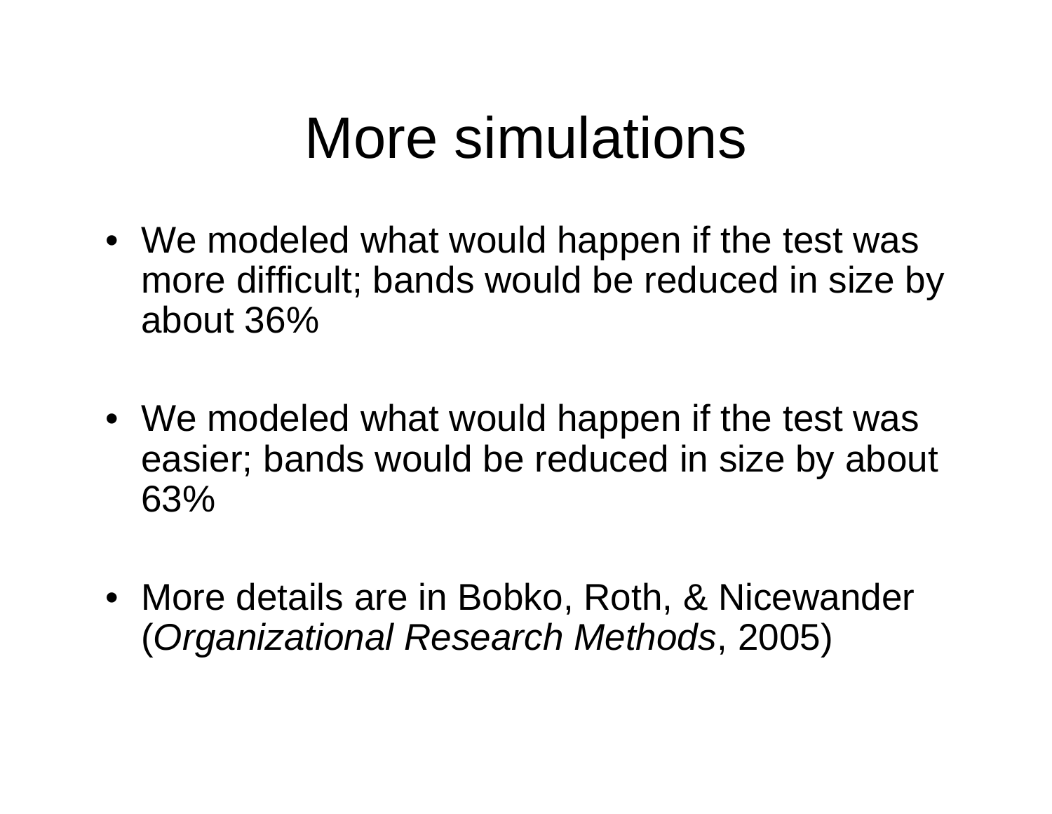# More simulations

- We modeled what would happen if the test was more difficult; bands would be reduced in size by about 36%

- We modeled what would happen if the test was easier; bands would be reduced in size by about 63%

- More details are in Bobko, Roth, & Nicewander (*Organizational Research Methods*, 2005)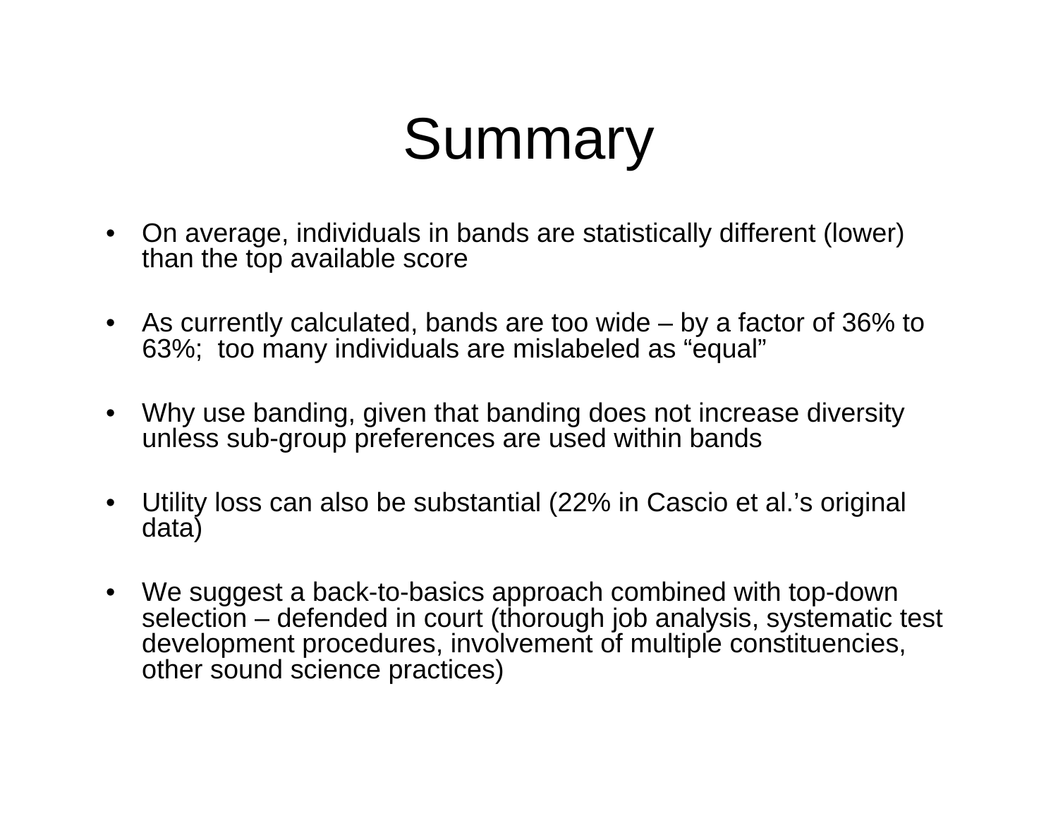# Summary

- On average, individuals in bands are statistically different (lower) than the top available score
- As currently calculated, bands are too wide – by a factor of 36% to 63%; too many individuals are mislabeled as “equal”
- Why use banding, given that banding does not increase diversity unless sub-group preferences are used within bands
- Utility loss can also be substantial (22% in Cascio et al.’s original data)
- We suggest a back-to-basics approach combined with top-down selection – defended in court (thorough job analysis, systematic test development procedures, involvement of multiple constituencies, other sound science practices)